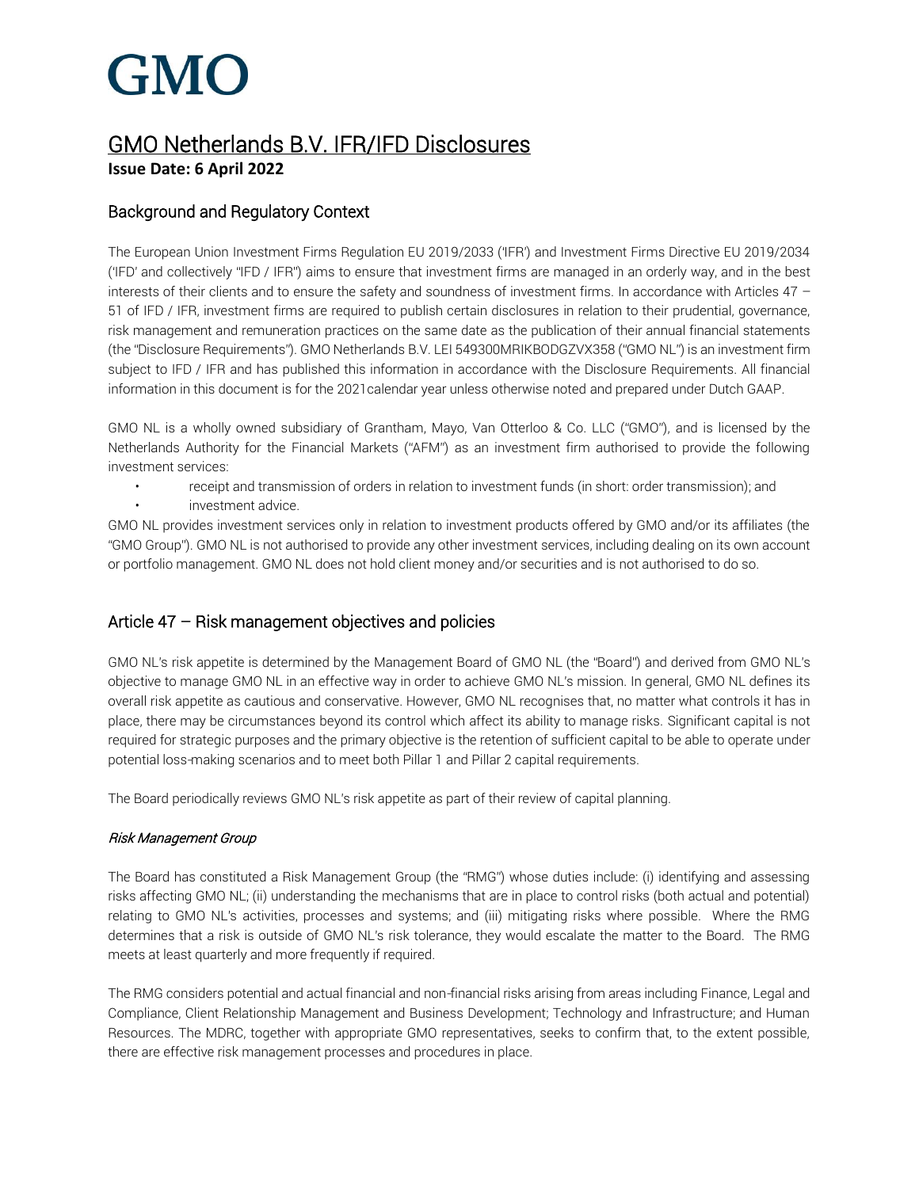# GMO

## GMO Netherlands B.V. IFR/IFD Disclosures

**Issue Date: 6 April 2022**

## Background and Regulatory Context

The European Union Investment Firms Regulation EU 2019/2033 ('IFR') and Investment Firms Directive EU 2019/2034 ('IFD' and collectively "IFD / IFR") aims to ensure that investment firms are managed in an orderly way, and in the best interests of their clients and to ensure the safety and soundness of investment firms. In accordance with Articles 47 – 51 of IFD / IFR, investment firms are required to publish certain disclosures in relation to their prudential, governance, risk management and remuneration practices on the same date as the publication of their annual financial statements (the "Disclosure Requirements"). GMO Netherlands B.V. LEI 549300MRIKBODGZVX358 ("GMO NL") is an investment firm subject to IFD / IFR and has published this information in accordance with the Disclosure Requirements. All financial information in this document is for the 2021calendar year unless otherwise noted and prepared under Dutch GAAP.

GMO NL is a wholly owned subsidiary of Grantham, Mayo, Van Otterloo & Co. LLC ("GMO"), and is licensed by the Netherlands Authority for the Financial Markets ("AFM") as an investment firm authorised to provide the following investment services:

- receipt and transmission of orders in relation to investment funds (in short: order transmission); and
- investment advice.

GMO NL provides investment services only in relation to investment products offered by GMO and/or its affiliates (the "GMO Group"). GMO NL is not authorised to provide any other investment services, including dealing on its own account or portfolio management. GMO NL does not hold client money and/or securities and is not authorised to do so.

## Article 47 – Risk management objectives and policies

GMO NL's risk appetite is determined by the Management Board of GMO NL (the "Board") and derived from GMO NL's objective to manage GMO NL in an effective way in order to achieve GMO NL's mission. In general, GMO NL defines its overall risk appetite as cautious and conservative. However, GMO NL recognises that, no matter what controls it has in place, there may be circumstances beyond its control which affect its ability to manage risks. Significant capital is not required for strategic purposes and the primary objective is the retention of sufficient capital to be able to operate under potential loss-making scenarios and to meet both Pillar 1 and Pillar 2 capital requirements.

The Board periodically reviews GMO NL's risk appetite as part of their review of capital planning.

### *Risk Management Group*

The Board has constituted a Risk Management Group (the "RMG") whose duties include: (i) identifying and assessing risks affecting GMO NL; (ii) understanding the mechanisms that are in place to control risks (both actual and potential) relating to GMO NL's activities, processes and systems; and (iii) mitigating risks where possible. Where the RMG determines that a risk is outside of GMO NL's risk tolerance, they would escalate the matter to the Board. The RMG meets at least quarterly and more frequently if required.

The RMG considers potential and actual financial and non-financial risks arising from areas including Finance, Legal and Compliance, Client Relationship Management and Business Development; Technology and Infrastructure; and Human Resources. The MDRC, together with appropriate GMO representatives, seeks to confirm that, to the extent possible, there are effective risk management processes and procedures in place.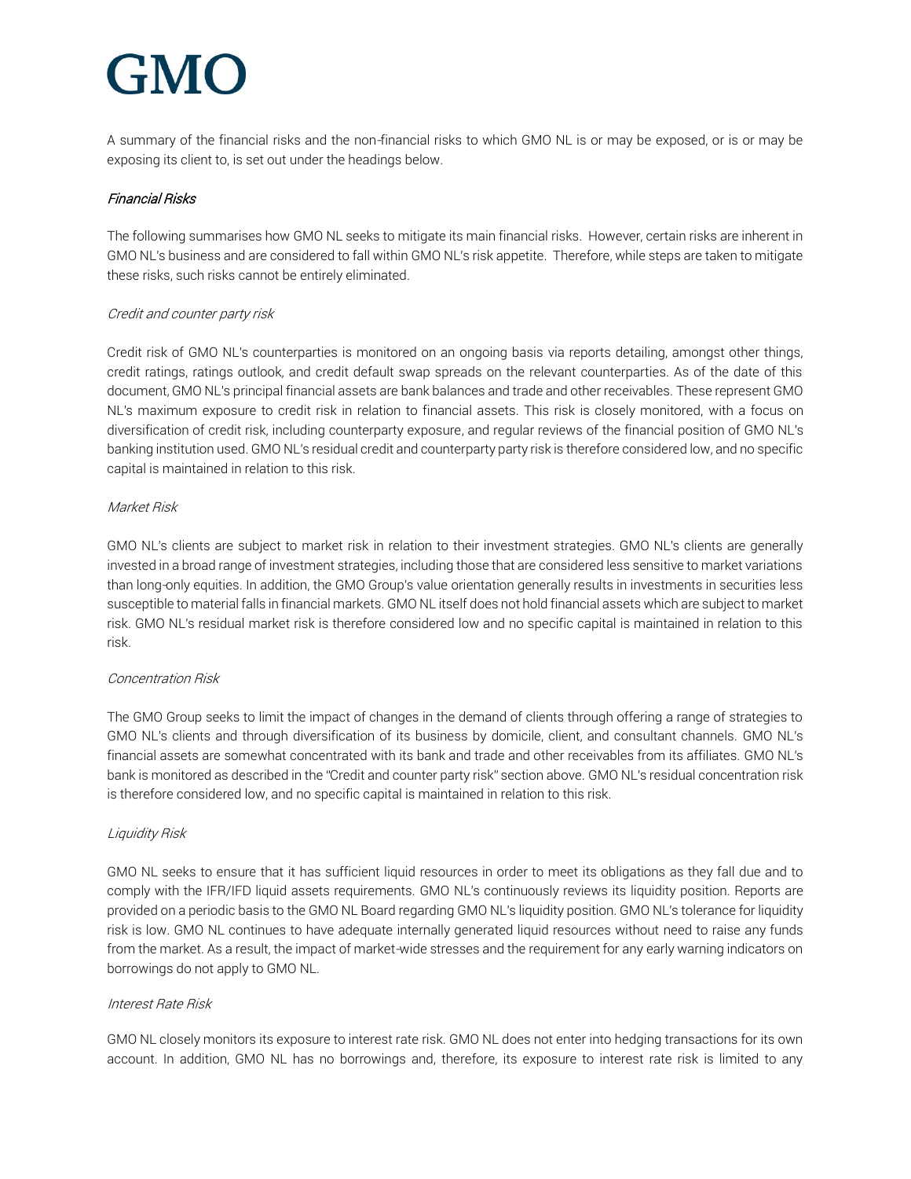A summary of the financial risks and the non-financial risks to which GMO NL is or may be exposed, or is or may be exposing its client to, is set out under the headings below.

## *Financial Risks*

The following summarises how GMO NL seeks to mitigate its main financial risks. However, certain risks are inherent in GMO NL's business and are considered to fall within GMO NL's risk appetite. Therefore, while steps are taken to mitigate these risks, such risks cannot be entirely eliminated.

### *Credit and counter party risk*

Credit risk of GMO NL's counterparties is monitored on an ongoing basis via reports detailing, amongst other things, credit ratings, ratings outlook, and credit default swap spreads on the relevant counterparties. As of the date of this document, GMO NL's principal financial assets are bank balances and trade and other receivables. These represent GMO NL's maximum exposure to credit risk in relation to financial assets. This risk is closely monitored, with a focus on diversification of credit risk, including counterparty exposure, and regular reviews of the financial position of GMO NL's banking institution used. GMO NL's residual credit and counterparty party risk is therefore considered low, and no specific capital is maintained in relation to this risk.

### *Market Risk*

GMO NL's clients are subject to market risk in relation to their investment strategies. GMO NL's clients are generally invested in a broad range of investment strategies, including those that are considered less sensitive to market variations than long-only equities. In addition, the GMO Group's value orientation generally results in investments in securities less susceptible to material falls in financial markets. GMO NL itself does not hold financial assets which are subject to market risk. GMO NL's residual market risk is therefore considered low and no specific capital is maintained in relation to this risk.

### *Concentration Risk*

The GMO Group seeks to limit the impact of changes in the demand of clients through offering a range of strategies to GMO NL's clients and through diversification of its business by domicile, client, and consultant channels. GMO NL's financial assets are somewhat concentrated with its bank and trade and other receivables from its affiliates. GMO NL's bank is monitored as described in the "Credit and counter party risk" section above. GMO NL's residual concentration risk is therefore considered low, and no specific capital is maintained in relation to this risk.

### *Liquidity Risk*

GMO NL seeks to ensure that it has sufficient liquid resources in order to meet its obligations as they fall due and to comply with the IFR/IFD liquid assets requirements. GMO NL's continuously reviews its liquidity position. Reports are provided on a periodic basis to the GMO NL Board regarding GMO NL's liquidity position. GMO NL's tolerance for liquidity risk is low. GMO NL continues to have adequate internally generated liquid resources without need to raise any funds from the market. As a result, the impact of market-wide stresses and the requirement for any early warning indicators on borrowings do not apply to GMO NL.

### *Interest Rate Risk*

GMO NL closely monitors its exposure to interest rate risk. GMO NL does not enter into hedging transactions for its own account. In addition, GMO NL has no borrowings and, therefore, its exposure to interest rate risk is limited to any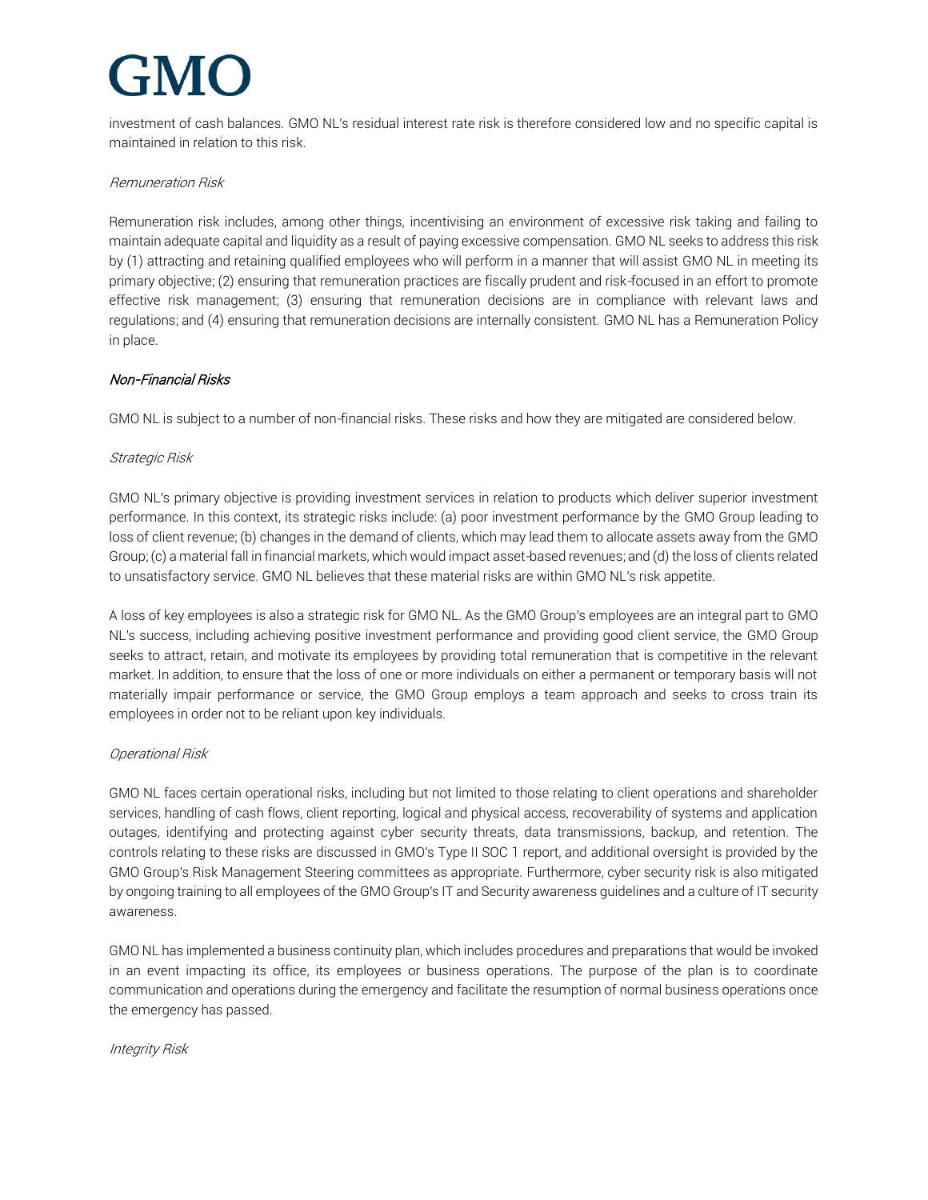investment of cash balances. GMO NL's residual interest rate risk is therefore considered low and no specific capital is maintained in relation to this risk.

*Remuneration Risk*

Remuneration risk includes, among other things, incentivising an environment of excessive risk taking and failing to maintain adequate capital and liquidity as a result of paying excessive compensation. GMO NL seeks to address this risk by (1) attracting and retaining qualified employees who will perform in a manner that will assist GMO NL in meeting its primary objective; (2) ensuring that remuneration practices are fiscally prudent and risk-focused in an effort to promote effective risk management; (3) ensuring that remuneration decisions are in compliance with relevant laws and regulations; and (4) ensuring that remuneration decisions are internally consistent. GMO NL has a Remuneration Policy in place.

### *Non-Financial Risks*

GMO NL is subject to a number of non-financial risks. These risks and how they are mitigated are considered below.

*Strategic Risk*

GMO NL's primary objective is providing investment services in relation to products which deliver superior investment performance. In this context, its strategic risks include: (a) poor investment performance by the GMO Group leading to loss of client revenue; (b) changes in the demand of clients, which may lead them to allocate assets away from the GMO Group; (c) a material fall in financial markets, which would impact asset-based revenues; and (d) the loss of clients related to unsatisfactory service. GMO NL believes that these material risks are within GMO NL's risk appetite.

A loss of key employees is also a strategic risk for GMO NL. As the GMO Group's employees are an integral part to GMO NL's success, including achieving positive investment performance and providing good client service, the GMO Group seeks to attract, retain, and motivate its employees by providing total remuneration that is competitive in the relevant market. In addition, to ensure that the loss of one or more individuals on either a permanent or temporary basis will not materially impair performance or service, the GMO Group employs a team approach and seeks to cross train its employees in order not to be reliant upon key individuals.

*Operational Risk*

GMO NL faces certain operational risks, including but not limited to those relating to client operations and shareholder services, handling of cash flows, client reporting, logical and physical access, recoverability of systems and application outages, identifying and protecting against cyber security threats, data transmissions, backup, and retention. The controls relating to these risks are discussed in GMO's Type II SOC 1 report, and additional oversight is provided by the GMO Group's Risk Management Steering committees as appropriate. Furthermore, cyber security risk is also mitigated by ongoing training to all employees of the GMO Group's IT and Security awareness guidelines and a culture of IT security awareness.

GMO NL has implemented a business continuity plan, which includes procedures and preparations that would be invoked in an event impacting its office, its employees or business operations. The purpose of the plan is to coordinate communication and operations during the emergency and facilitate the resumption of normal business operations once the emergency has passed.

*Integrity Risk*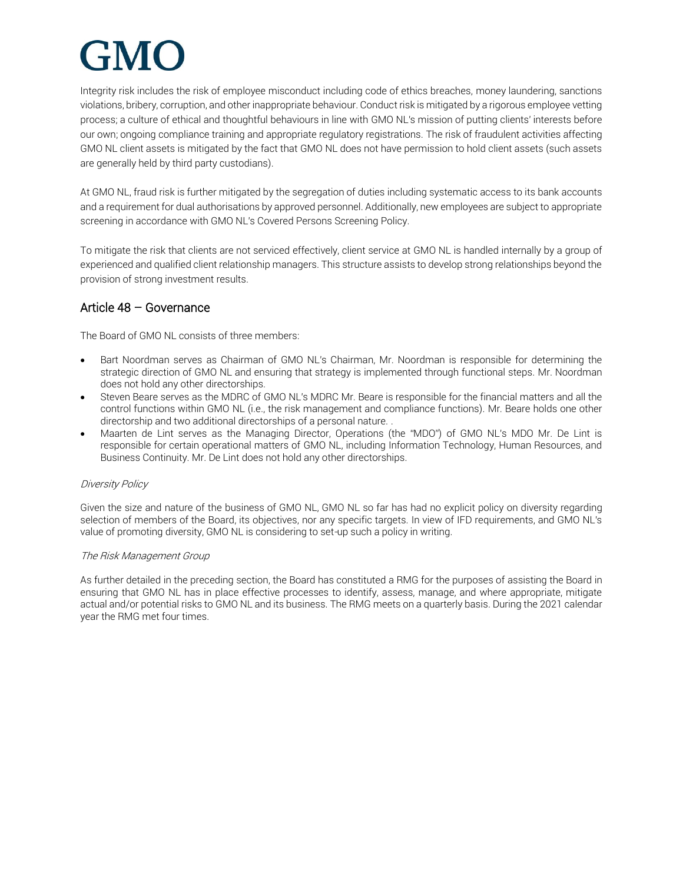Integrity risk includes the risk of employee misconduct including code of ethics breaches, money laundering, sanctions violations, bribery, corruption, and other inappropriate behaviour. Conduct risk is mitigated by a rigorous employee vetting process; a culture of ethical and thoughtful behaviours in line with GMO NL's mission of putting clients' interests before our own; ongoing compliance training and appropriate regulatory registrations. The risk of fraudulent activities affecting GMO NL client assets is mitigated by the fact that GMO NL does not have permission to hold client assets (such assets are generally held by third party custodians).

At GMO NL, fraud risk is further mitigated by the segregation of duties including systematic access to its bank accounts and a requirement for dual authorisations by approved personnel. Additionally, new employees are subject to appropriate screening in accordance with GMO NL's Covered Persons Screening Policy.

To mitigate the risk that clients are not serviced effectively, client service at GMO NL is handled internally by a group of experienced and qualified client relationship managers. This structure assists to develop strong relationships beyond the provision of strong investment results.

## Article 48 – Governance

The Board of GMO NL consists of three members:

- Bart Noordman serves as Chairman of GMO NL's Chairman, Mr. Noordman is responsible for determining the strategic direction of GMO NL and ensuring that strategy is implemented through functional steps. Mr. Noordman does not hold any other directorships.
- Steven Beare serves as the MDRC of GMO NL's MDRC Mr. Beare is responsible for the financial matters and all the control functions within GMO NL (i.e., the risk management and compliance functions). Mr. Beare holds one other directorship and two additional directorships of a personal nature. .
- Maarten de Lint serves as the Managing Director, Operations (the "MDO") of GMO NL's MDO Mr. De Lint is responsible for certain operational matters of GMO NL, including Information Technology, Human Resources, and Business Continuity. Mr. De Lint does not hold any other directorships.

*Diversity Policy*

Given the size and nature of the business of GMO NL, GMO NL so far has had no explicit policy on diversity regarding selection of members of the Board, its objectives, nor any specific targets. In view of IFD requirements, and GMO NL's value of promoting diversity, GMO NL is considering to set-up such a policy in writing.

*The Risk Management Group*

As further detailed in the preceding section, the Board has constituted a RMG for the purposes of assisting the Board in ensuring that GMO NL has in place effective processes to identify, assess, manage, and where appropriate, mitigate actual and/or potential risks to GMO NL and its business. The RMG meets on a quarterly basis. During the 2021 calendar year the RMG met four times.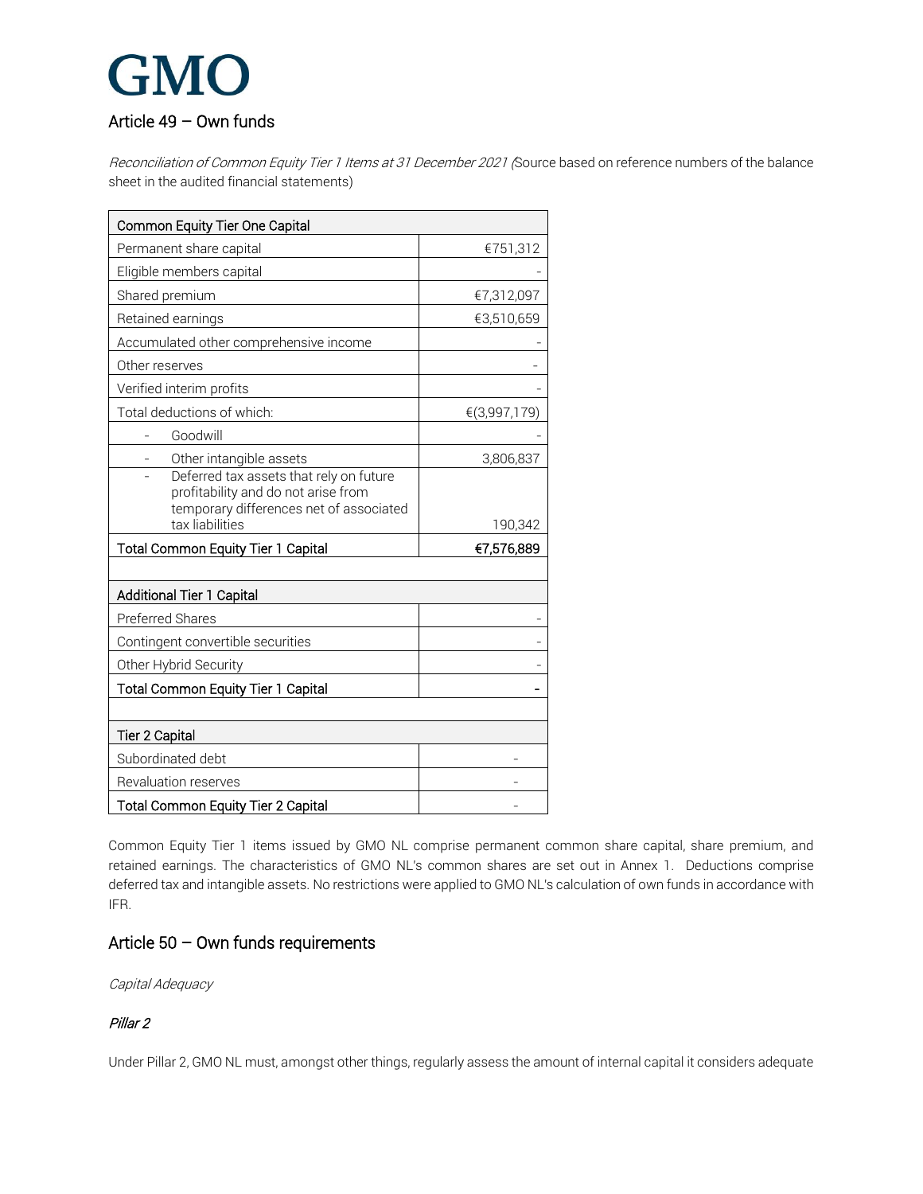## Article 49 – Own funds

*Reconciliation of Common Equity Tier 1 Items at 31 December 2021 (*Source based on reference numbers of the balance sheet in the audited financial statements)

| Common Equity Tier One Capital | |
|---|---|
| Permanent share capital | €751,312 |
| Eligible members capital | - |
| Shared premium | €7,312,097 |
| Retained earnings | €3,510,659 |
| Accumulated other comprehensive income | - |
| Other reserves | - |
| Verified interim profits | - |
| Total deductions of which: | €(3,997,179) |
| - Goodwill | - |
| - Other intangible assets | 3,806,837 |
| - Deferred tax assets that rely on future profitability and do not arise from temporary differences net of associated tax liabilities | 190,342 |
| **Total Common Equity Tier 1 Capital** | **€7,576,889** |
| | |
| **Additional Tier 1 Capital** | |
| Preferred Shares | - |
| Contingent convertible securities | - |
| Other Hybrid Security | - |
| **Total Common Equity Tier 1 Capital** | **-** |
| | |
| **Tier 2 Capital** | |
| Subordinated debt | - |
| Revaluation reserves | - |
| **Total Common Equity Tier 2 Capital** | - |

Common Equity Tier 1 items issued by GMO NL comprise permanent common share capital, share premium, and retained earnings. The characteristics of GMO NL's common shares are set out in Annex 1. Deductions comprise deferred tax and intangible assets. No restrictions were applied to GMO NL's calculation of own funds in accordance with IFR.

## Article 50 – Own funds requirements

*Capital Adequacy*

### *Pillar 2*

Under Pillar 2, GMO NL must, amongst other things, regularly assess the amount of internal capital it considers adequate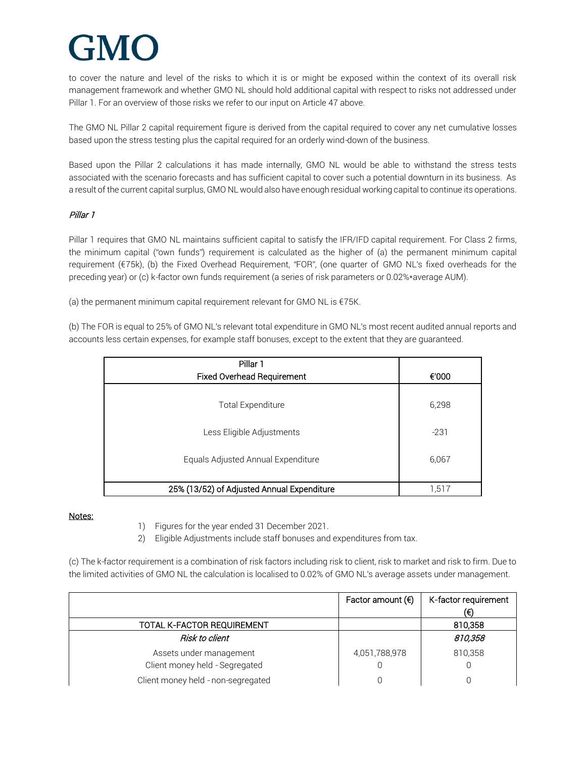to cover the nature and level of the risks to which it is or might be exposed within the context of its overall risk management framework and whether GMO NL should hold additional capital with respect to risks not addressed under Pillar 1. For an overview of those risks we refer to our input on Article 47 above.

The GMO NL Pillar 2 capital requirement figure is derived from the capital required to cover any net cumulative losses based upon the stress testing plus the capital required for an orderly wind-down of the business.

Based upon the Pillar 2 calculations it has made internally, GMO NL would be able to withstand the stress tests associated with the scenario forecasts and has sufficient capital to cover such a potential downturn in its business. As a result of the current capital surplus, GMO NL would also have enough residual working capital to continue its operations.

*Pillar 1*

Pillar 1 requires that GMO NL maintains sufficient capital to satisfy the IFR/IFD capital requirement. For Class 2 firms, the minimum capital ("own funds") requirement is calculated as the higher of (a) the permanent minimum capital requirement (€75k), (b) the Fixed Overhead Requirement, "FOR", (one quarter of GMO NL's fixed overheads for the preceding year) or (c) k-factor own funds requirement (a series of risk parameters or 0.02%*average AUM).

(a) the permanent minimum capital requirement relevant for GMO NL is €75K.

(b) The FOR is equal to 25% of GMO NL's relevant total expenditure in GMO NL's most recent audited annual reports and accounts less certain expenses, for example staff bonuses, except to the extent that they are guaranteed.

| Pillar 1<br>Fixed Overhead Requirement | €'000 |
|---|---|
| Total Expenditure | 6,298 |
| Less Eligible Adjustments | -231 |
| Equals Adjusted Annual Expenditure | 6,067 |
| 25% (13/52) of Adjusted Annual Expenditure | 1,517 |

Notes:

1) Figures for the year ended 31 December 2021.
2) Eligible Adjustments include staff bonuses and expenditures from tax.

(c) The k-factor requirement is a combination of risk factors including risk to client, risk to market and risk to firm. Due to the limited activities of GMO NL the calculation is localised to 0.02% of GMO NL's average assets under management.

| | Factor amount (€) | K-factor requirement (€) |
|---|---|---|
| TOTAL K-FACTOR REQUIREMENT | | 810,358 |
| *Risk to client* | | *810,358* |
| Assets under management | 4,051,788,978 | 810,358 |
| Client money held - Segregated | 0 | 0 |
| Client money held - non-segregated | 0 | 0 |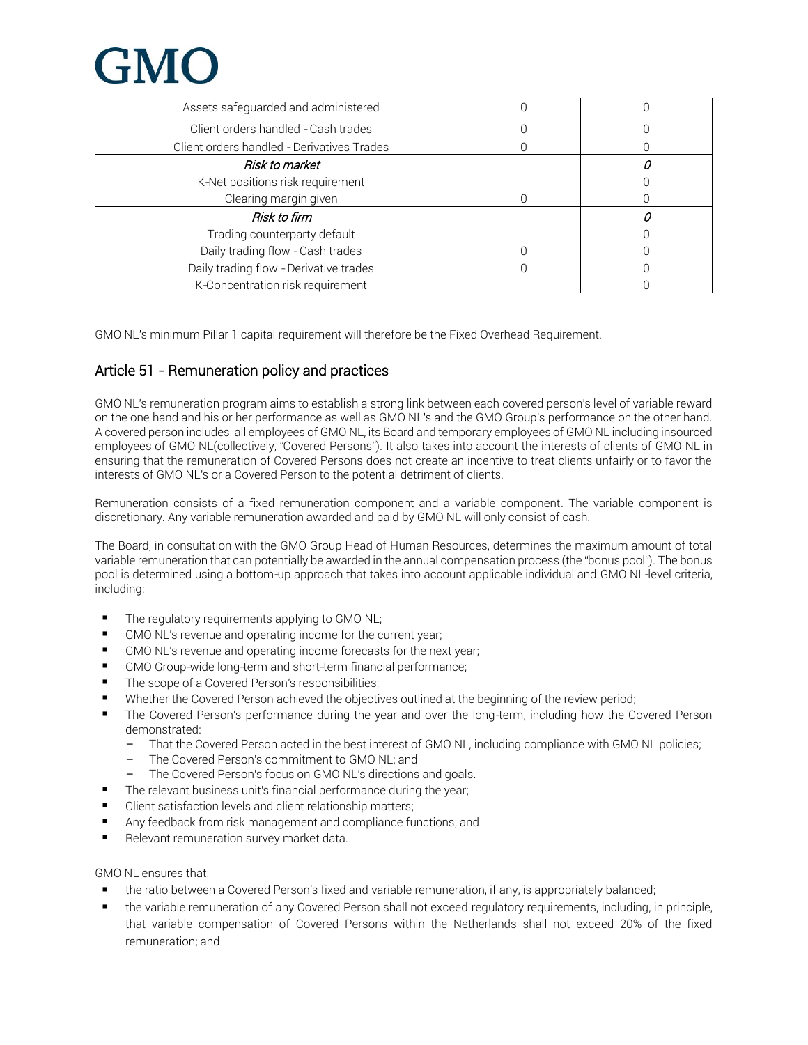| | | |
|---|---|---|
| Assets safeguarded and administered | 0 | 0 |
| Client orders handled - Cash trades | 0 | 0 |
| Client orders handled - Derivatives Trades | 0 | 0 |
| *Risk to market* | | *0* |
| K-Net positions risk requirement | | 0 |
| Clearing margin given | 0 | 0 |
| *Risk to firm* | | *0* |
| Trading counterparty default | | 0 |
| Daily trading flow - Cash trades | 0 | 0 |
| Daily trading flow - Derivative trades | 0 | 0 |
| K-Concentration risk requirement | | 0 |

GMO NL's minimum Pillar 1 capital requirement will therefore be the Fixed Overhead Requirement.

## Article 51 - Remuneration policy and practices

GMO NL's remuneration program aims to establish a strong link between each covered person's level of variable reward on the one hand and his or her performance as well as GMO NL's and the GMO Group's performance on the other hand. A covered person includes all employees of GMO NL, its Board and temporary employees of GMO NL including insourced employees of GMO NL(collectively, "Covered Persons"). It also takes into account the interests of clients of GMO NL in ensuring that the remuneration of Covered Persons does not create an incentive to treat clients unfairly or to favor the interests of GMO NL's or a Covered Person to the potential detriment of clients.

Remuneration consists of a fixed remuneration component and a variable component. The variable component is discretionary. Any variable remuneration awarded and paid by GMO NL will only consist of cash.

The Board, in consultation with the GMO Group Head of Human Resources, determines the maximum amount of total variable remuneration that can potentially be awarded in the annual compensation process (the "bonus pool"). The bonus pool is determined using a bottom-up approach that takes into account applicable individual and GMO NL-level criteria, including:

- The regulatory requirements applying to GMO NL;
- GMO NL's revenue and operating income for the current year;
- GMO NL's revenue and operating income forecasts for the next year;
- GMO Group-wide long-term and short-term financial performance;
- The scope of a Covered Person's responsibilities;
- Whether the Covered Person achieved the objectives outlined at the beginning of the review period;
- The Covered Person's performance during the year and over the long-term, including how the Covered Person demonstrated:
  - That the Covered Person acted in the best interest of GMO NL, including compliance with GMO NL policies;
  - The Covered Person's commitment to GMO NL; and
  - The Covered Person's focus on GMO NL's directions and goals.
- The relevant business unit's financial performance during the year;
- Client satisfaction levels and client relationship matters;
- Any feedback from risk management and compliance functions; and
- Relevant remuneration survey market data.

GMO NL ensures that:

- the ratio between a Covered Person's fixed and variable remuneration, if any, is appropriately balanced;
- the variable remuneration of any Covered Person shall not exceed regulatory requirements, including, in principle, that variable compensation of Covered Persons within the Netherlands shall not exceed 20% of the fixed remuneration; and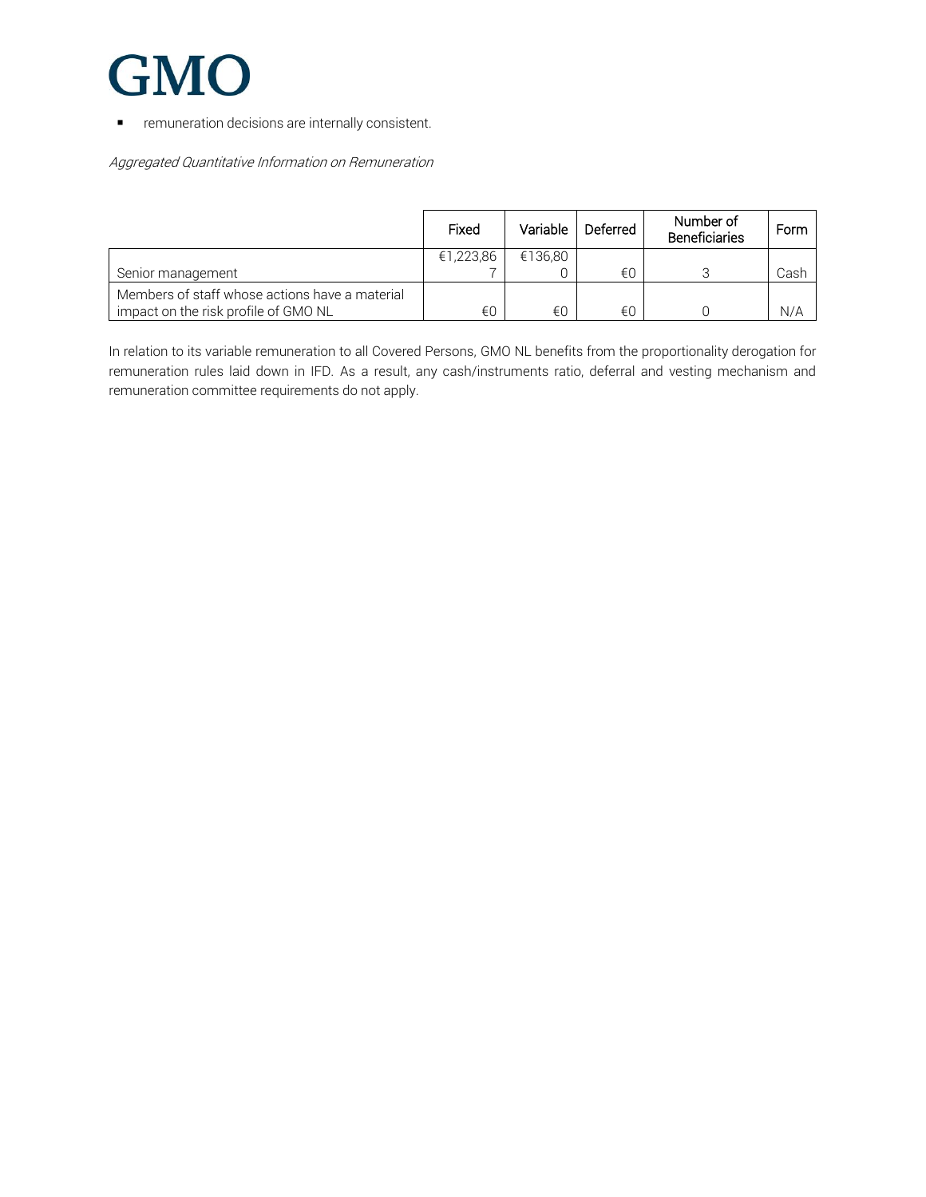- remuneration decisions are internally consistent.

*Aggregated Quantitative Information on Remuneration*

| | Fixed | Variable | Deferred | Number of Beneficiaries | Form |
|---|---|---|---|---|---|
| Senior management | €1,223,867 | €136,800 | €0 | 3 | Cash |
| Members of staff whose actions have a material impact on the risk profile of GMO NL | €0 | €0 | €0 | 0 | N/A |

In relation to its variable remuneration to all Covered Persons, GMO NL benefits from the proportionality derogation for remuneration rules laid down in IFD. As a result, any cash/instruments ratio, deferral and vesting mechanism and remuneration committee requirements do not apply.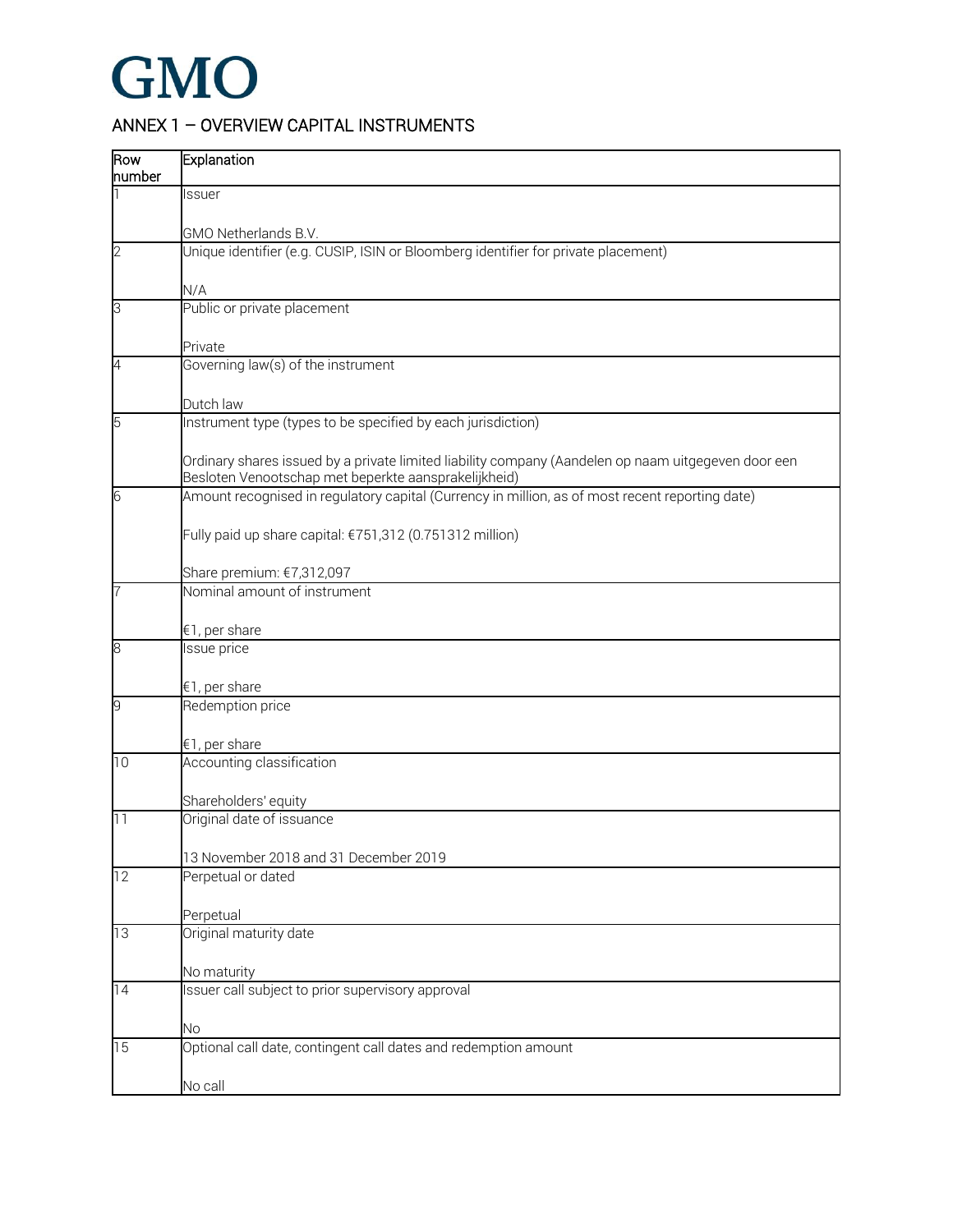GMO

## ANNEX 1 – OVERVIEW CAPITAL INSTRUMENTS

| Row number | Explanation |
|---|---|
| 1 | Issuer<br><br>GMO Netherlands B.V. |
| 2 | Unique identifier (e.g. CUSIP, ISIN or Bloomberg identifier for private placement)<br><br>N/A |
| 3 | Public or private placement<br><br>Private |
| 4 | Governing law(s) of the instrument<br><br>Dutch law |
| 5 | Instrument type (types to be specified by each jurisdiction)<br><br>Ordinary shares issued by a private limited liability company (Aandelen op naam uitgegeven door een Besloten Venootschap met beperkte aansprakelijkheid) |
| 6 | Amount recognised in regulatory capital (Currency in million, as of most recent reporting date)<br><br>Fully paid up share capital: €751,312 (0.751312 million)<br><br>Share premium: €7,312,097 |
| 7 | Nominal amount of instrument<br><br>€1, per share |
| 8 | Issue price<br><br>€1, per share |
| 9 | Redemption price<br><br>€1, per share |
| 10 | Accounting classification<br><br>Shareholders' equity |
| 11 | Original date of issuance<br><br>13 November 2018 and 31 December 2019 |
| 12 | Perpetual or dated<br><br>Perpetual |
| 13 | Original maturity date<br><br>No maturity |
| 14 | Issuer call subject to prior supervisory approval<br><br>No |
| 15 | Optional call date, contingent call dates and redemption amount<br><br>No call |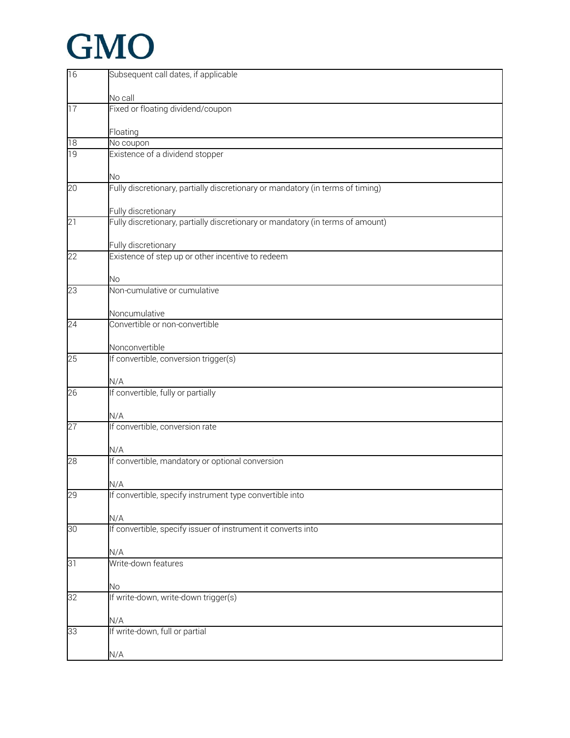| | |
|---|---|
| 16 | Subsequent call dates, if applicable<br><br>No call |
| 17 | Fixed or floating dividend/coupon<br><br>Floating |
| 18 | No coupon |
| 19 | Existence of a dividend stopper<br><br>No |
| 20 | Fully discretionary, partially discretionary or mandatory (in terms of timing)<br><br>Fully discretionary |
| 21 | Fully discretionary, partially discretionary or mandatory (in terms of amount)<br><br>Fully discretionary |
| 22 | Existence of step up or other incentive to redeem<br><br>No |
| 23 | Non-cumulative or cumulative<br><br>Noncumulative |
| 24 | Convertible or non-convertible<br><br>Nonconvertible |
| 25 | If convertible, conversion trigger(s)<br><br>N/A |
| 26 | If convertible, fully or partially<br><br>N/A |
| 27 | If convertible, conversion rate<br><br>N/A |
| 28 | If convertible, mandatory or optional conversion<br><br>N/A |
| 29 | If convertible, specify instrument type convertible into<br><br>N/A |
| 30 | If convertible, specify issuer of instrument it converts into<br><br>N/A |
| 31 | Write-down features<br><br>No |
| 32 | If write-down, write-down trigger(s)<br><br>N/A |
| 33 | If write-down, full or partial<br><br>N/A |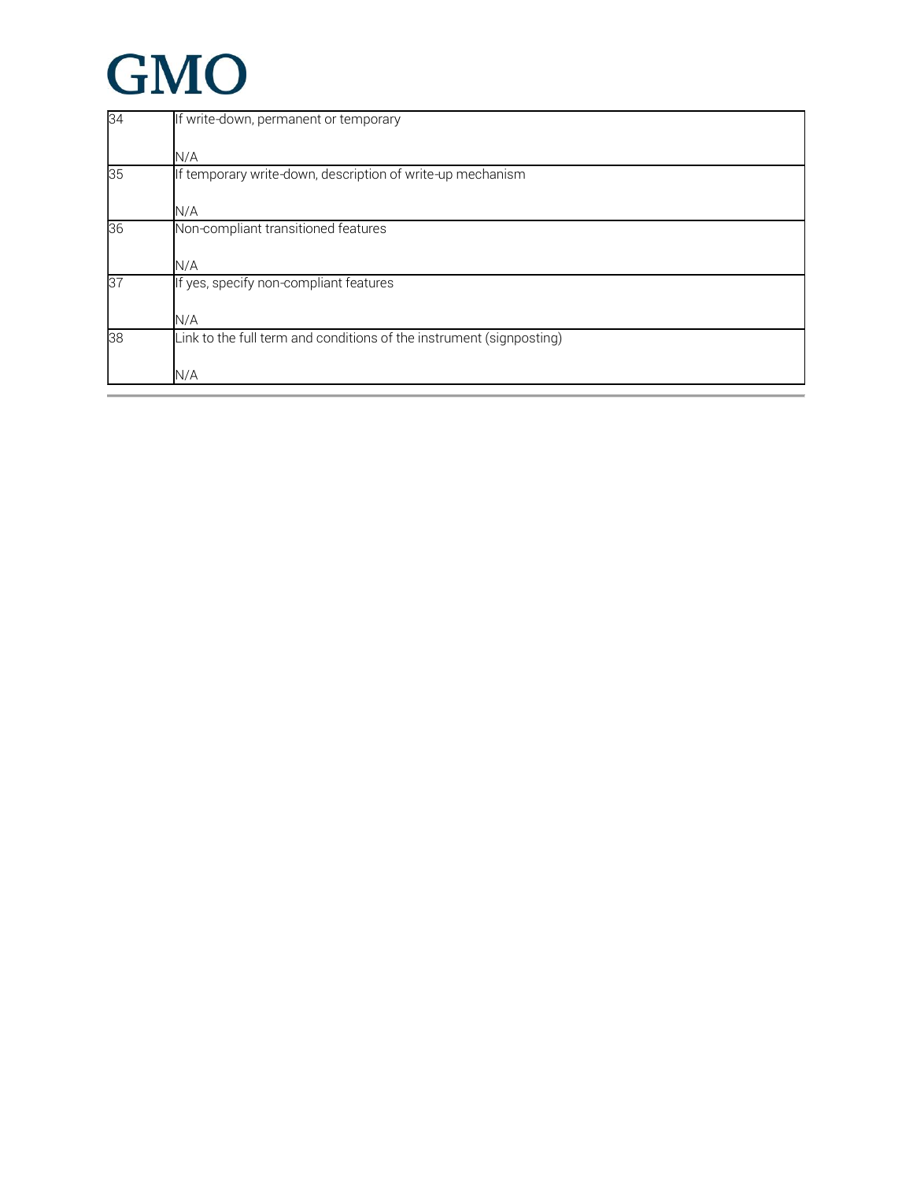| | |
|---|---|
| 34 | If write-down, permanent or temporary<br><br>N/A |
| 35 | If temporary write-down, description of write-up mechanism<br><br>N/A |
| 36 | Non-compliant transitioned features<br><br>N/A |
| 37 | If yes, specify non-compliant features<br><br>N/A |
| 38 | Link to the full term and conditions of the instrument (signposting)<br><br>N/A |